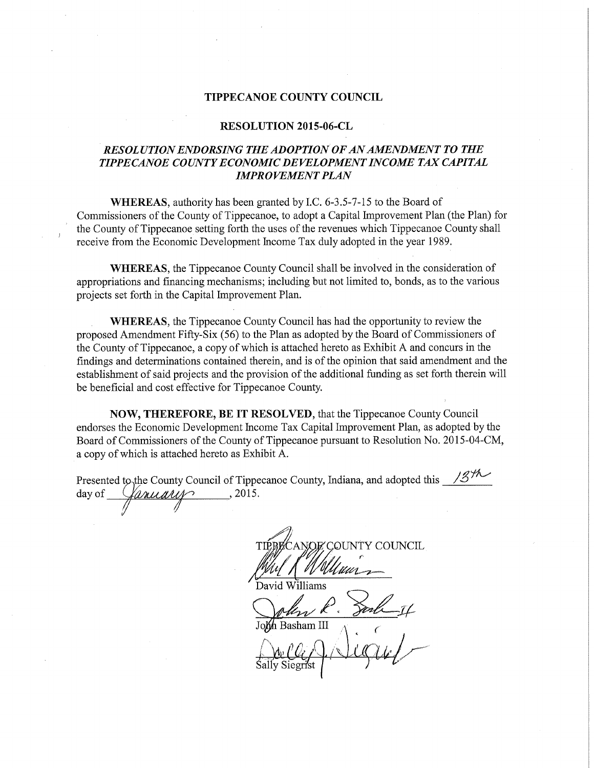# TIPPECANOE COUNTY COUNCIL

## RESOLUTION 2015-06-CL

### *RESOLUTION ENDORSING THE ADOPTION OF AN AMENDMENT TO THE TIPPECANOE COUNTY ECONOMIC DEVELOPMENT INCOME TAX CAPITAL IMPROVEMENT PLAN*

**WHEREAS**, authority has been granted by I.C. 6-3.5-7-15 to the Board of Commissioners of the County of Tippecanoe, to adopt a Capital Improvement Plan (the Plan) for the County of Tippecanoe setting forth the uses of the revenues which Tippecanoe County shall receive from the Economic Development Income Tax duly adopted in the year 1989.

**WHEREAS**, the Tippecanoe County Council shall be involved in the consideration of appropriations and financing mechanisms; including but not limited to, bonds, as to the various projects set forth in the Capital Improvement Plan.

**WHEREAS**, the Tippecanoe County Council has had the opportunity to review the proposed Amendment Fifty-Six (56) to the Plan as adopted by the Board of Commissioners of the County of Tippecanoe, a copy of which is attached hereto as Exhibit A and concurs in the findings and determinations contained therein, and is of the opinion that said amendment and the establishment of said projects and the provision of the additional funding as set forth therein will be beneficial and cost effective for Tippecanoe County.

**NOW, THEREFORE, BE IT RESOLVED**, that the Tippecanoe County Council endorses the Economic Development Income Tax Capital Improvement Plan, as adopted by the Board of Commissioners of the County of Tippecanoe pursuant to Resolution No. 2015-04-CM, a copy of which is attached hereto as Exhibit A.

Presented to the County Council of Tippecanoe County, Indiana, and adopted this 13th day of January, 2015.

TIPPECANOE COUNTY COUNCIL

David Williams

John Basham III

Sally Siegrist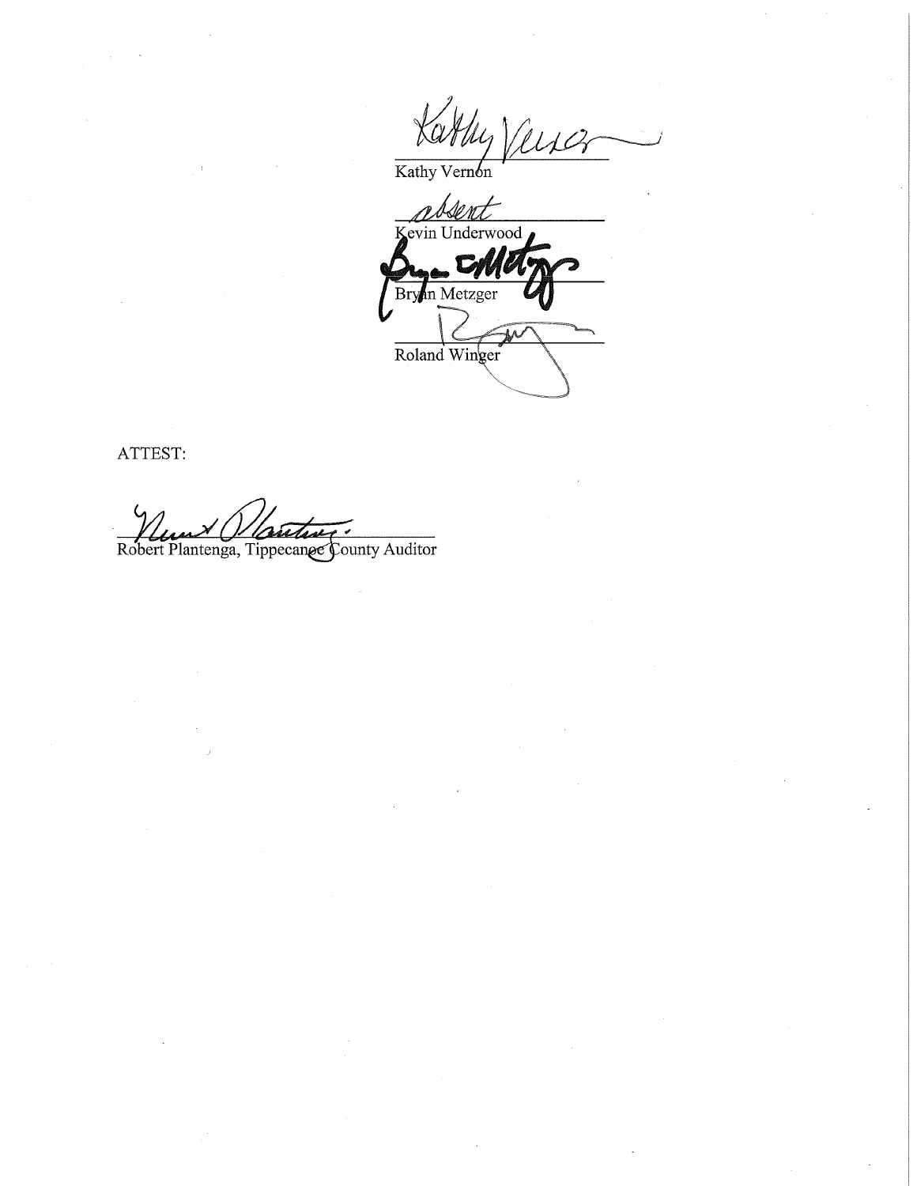Kathy Vernon

absent

Kevin Underwood

Bryan Metzger

Roland Winger

ATTEST:

Robert Plantenga, Tippecanoe County Auditor